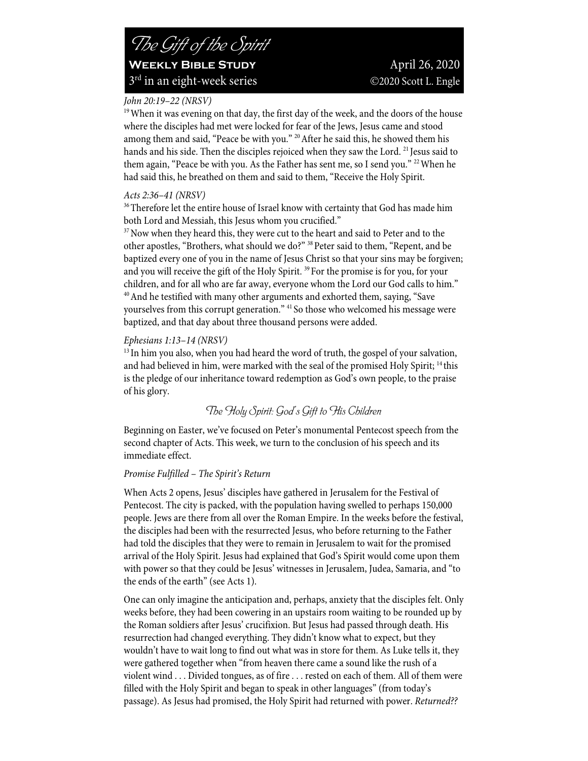# The Gift of the Spirit

**Weekly Bible Study** April 26, 2020

3rd in an eight-week series ©2020 Scott L. Engle

*John 20:19–22 (NRSV)*

[19] When it was evening on that day, the first day of the week, and the doors of the house where the disciples had met were locked for fear of the Jews, Jesus came and stood among them and said, "Peace be with you." [20] After he said this, he showed them his hands and his side. Then the disciples rejoiced when they saw the Lord. [21] Jesus said to them again, "Peace be with you. As the Father has sent me, so I send you." [22] When he had said this, he breathed on them and said to them, "Receive the Holy Spirit.

*Acts 2:36–41 (NRSV)*

[36] Therefore let the entire house of Israel know with certainty that God has made him both Lord and Messiah, this Jesus whom you crucified."

[37] Now when they heard this, they were cut to the heart and said to Peter and to the other apostles, "Brothers, what should we do?" [38] Peter said to them, "Repent, and be baptized every one of you in the name of Jesus Christ so that your sins may be forgiven; and you will receive the gift of the Holy Spirit. [39] For the promise is for you, for your children, and for all who are far away, everyone whom the Lord our God calls to him." [40] And he testified with many other arguments and exhorted them, saying, "Save yourselves from this corrupt generation." [41] So those who welcomed his message were baptized, and that day about three thousand persons were added.

*Ephesians 1:13–14 (NRSV)*

[13] In him you also, when you had heard the word of truth, the gospel of your salvation, and had believed in him, were marked with the seal of the promised Holy Spirit; [14] this is the pledge of our inheritance toward redemption as God's own people, to the praise of his glory.

## The Holy Spirit: God's Gift to His Children

Beginning on Easter, we've focused on Peter's monumental Pentecost speech from the second chapter of Acts. This week, we turn to the conclusion of his speech and its immediate effect.

*Promise Fulfilled – The Spirit's Return*

When Acts 2 opens, Jesus' disciples have gathered in Jerusalem for the Festival of Pentecost. The city is packed, with the population having swelled to perhaps 150,000 people. Jews are there from all over the Roman Empire. In the weeks before the festival, the disciples had been with the resurrected Jesus, who before returning to the Father had told the disciples that they were to remain in Jerusalem to wait for the promised arrival of the Holy Spirit. Jesus had explained that God's Spirit would come upon them with power so that they could be Jesus' witnesses in Jerusalem, Judea, Samaria, and "to the ends of the earth" (see Acts 1).

One can only imagine the anticipation and, perhaps, anxiety that the disciples felt. Only weeks before, they had been cowering in an upstairs room waiting to be rounded up by the Roman soldiers after Jesus' crucifixion. But Jesus had passed through death. His resurrection had changed everything. They didn't know what to expect, but they wouldn't have to wait long to find out what was in store for them. As Luke tells it, they were gathered together when "from heaven there came a sound like the rush of a violent wind . . . Divided tongues, as of fire . . . rested on each of them. All of them were filled with the Holy Spirit and began to speak in other languages" (from today's passage). As Jesus had promised, the Holy Spirit had returned with power. *Returned??*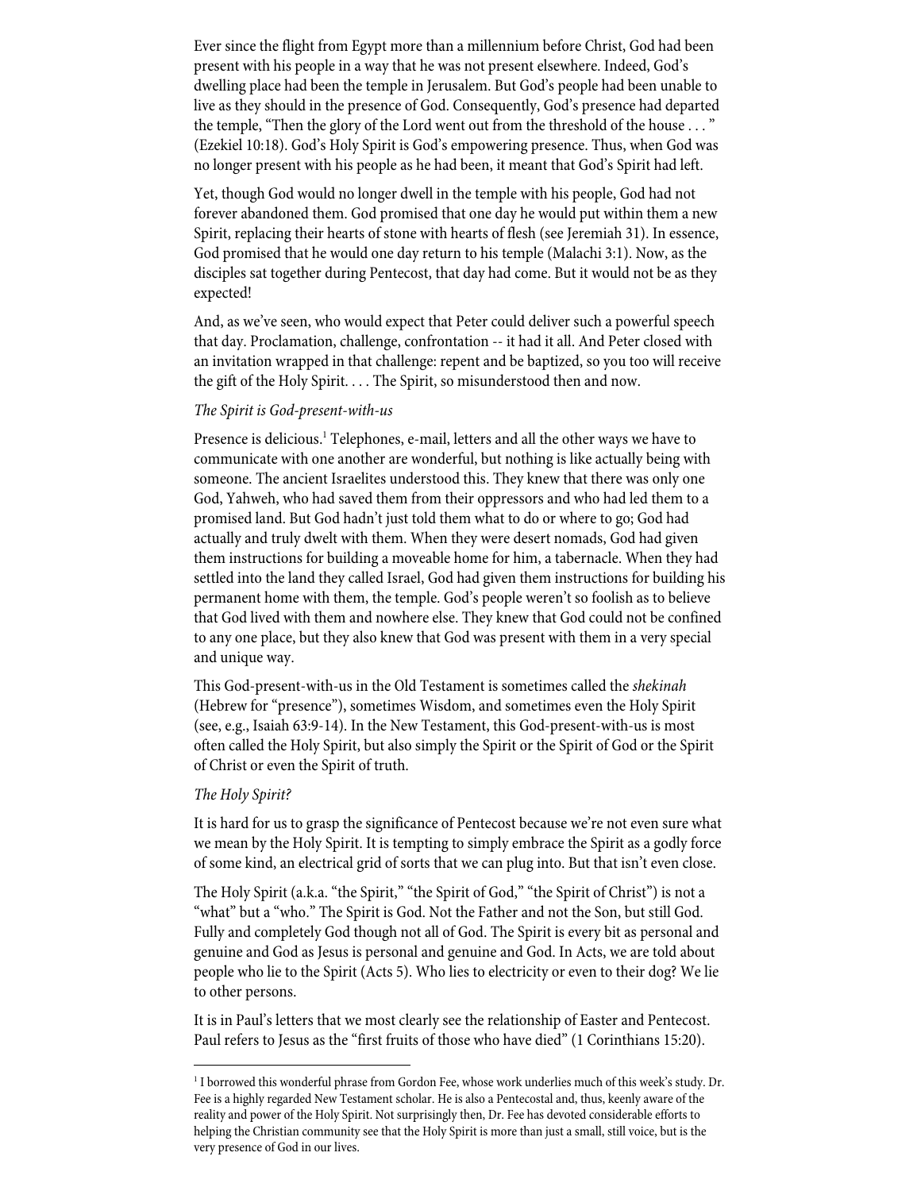Ever since the flight from Egypt more than a millennium before Christ, God had been present with his people in a way that he was not present elsewhere. Indeed, God's dwelling place had been the temple in Jerusalem. But God's people had been unable to live as they should in the presence of God. Consequently, God's presence had departed the temple, "Then the glory of the Lord went out from the threshold of the house . . . " (Ezekiel 10:18). God's Holy Spirit is God's empowering presence. Thus, when God was no longer present with his people as he had been, it meant that God's Spirit had left.

Yet, though God would no longer dwell in the temple with his people, God had not forever abandoned them. God promised that one day he would put within them a new Spirit, replacing their hearts of stone with hearts of flesh (see Jeremiah 31). In essence, God promised that he would one day return to his temple (Malachi 3:1). Now, as the disciples sat together during Pentecost, that day had come. But it would not be as they expected!

And, as we've seen, who would expect that Peter could deliver such a powerful speech that day. Proclamation, challenge, confrontation -- it had it all. And Peter closed with an invitation wrapped in that challenge: repent and be baptized, so you too will receive the gift of the Holy Spirit. . . . The Spirit, so misunderstood then and now.

*The Spirit is God-present-with-us*

Presence is delicious.[1] Telephones, e-mail, letters and all the other ways we have to communicate with one another are wonderful, but nothing is like actually being with someone. The ancient Israelites understood this. They knew that there was only one God, Yahweh, who had saved them from their oppressors and who had led them to a promised land. But God hadn't just told them what to do or where to go; God had actually and truly dwelt with them. When they were desert nomads, God had given them instructions for building a moveable home for him, a tabernacle. When they had settled into the land they called Israel, God had given them instructions for building his permanent home with them, the temple. God's people weren't so foolish as to believe that God lived with them and nowhere else. They knew that God could not be confined to any one place, but they also knew that God was present with them in a very special and unique way.

This God-present-with-us in the Old Testament is sometimes called the *shekinah* (Hebrew for "presence"), sometimes Wisdom, and sometimes even the Holy Spirit (see, e.g., Isaiah 63:9-14). In the New Testament, this God-present-with-us is most often called the Holy Spirit, but also simply the Spirit or the Spirit of God or the Spirit of Christ or even the Spirit of truth.

*The Holy Spirit?*

It is hard for us to grasp the significance of Pentecost because we're not even sure what we mean by the Holy Spirit. It is tempting to simply embrace the Spirit as a godly force of some kind, an electrical grid of sorts that we can plug into. But that isn't even close.

The Holy Spirit (a.k.a. "the Spirit," "the Spirit of God," "the Spirit of Christ") is not a "what" but a "who." The Spirit is God. Not the Father and not the Son, but still God. Fully and completely God though not all of God. The Spirit is every bit as personal and genuine and God as Jesus is personal and genuine and God. In Acts, we are told about people who lie to the Spirit (Acts 5). Who lies to electricity or even to their dog? We lie to other persons.

It is in Paul's letters that we most clearly see the relationship of Easter and Pentecost. Paul refers to Jesus as the "first fruits of those who have died" (1 Corinthians 15:20).

[1] I borrowed this wonderful phrase from Gordon Fee, whose work underlies much of this week's study. Dr. Fee is a highly regarded New Testament scholar. He is also a Pentecostal and, thus, keenly aware of the reality and power of the Holy Spirit. Not surprisingly then, Dr. Fee has devoted considerable efforts to helping the Christian community see that the Holy Spirit is more than just a small, still voice, but is the very presence of God in our lives.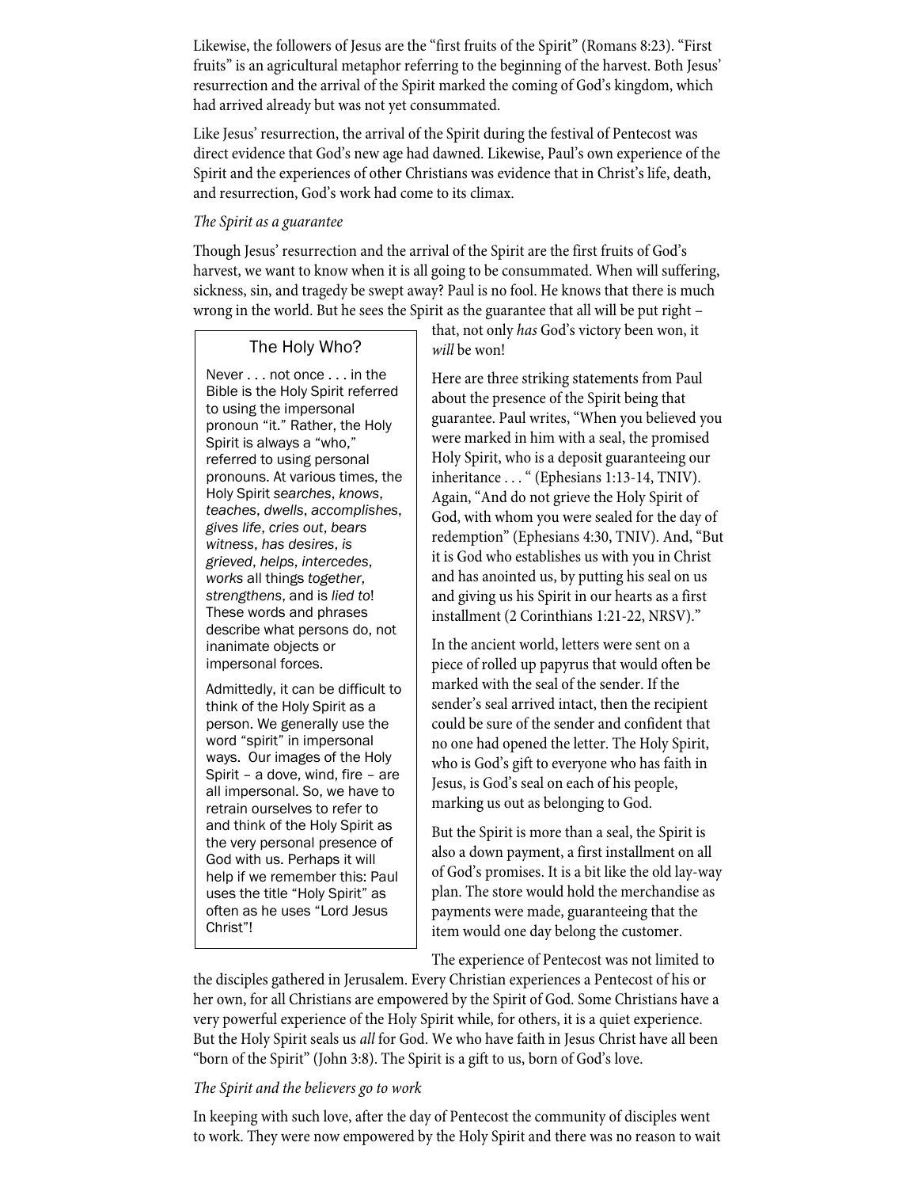Likewise, the followers of Jesus are the "first fruits of the Spirit" (Romans 8:23). "First fruits" is an agricultural metaphor referring to the beginning of the harvest. Both Jesus' resurrection and the arrival of the Spirit marked the coming of God's kingdom, which had arrived already but was not yet consummated.

Like Jesus' resurrection, the arrival of the Spirit during the festival of Pentecost was direct evidence that God's new age had dawned. Likewise, Paul's own experience of the Spirit and the experiences of other Christians was evidence that in Christ's life, death, and resurrection, God's work had come to its climax.

*The Spirit as a guarantee*

Though Jesus' resurrection and the arrival of the Spirit are the first fruits of God's harvest, we want to know when it is all going to be consummated. When will suffering, sickness, sin, and tragedy be swept away? Paul is no fool. He knows that there is much wrong in the world. But he sees the Spirit as the guarantee that all will be put right – that, not only *has* God's victory been won, it *will* be won!

Here are three striking statements from Paul about the presence of the Spirit being that guarantee. Paul writes, "When you believed you were marked in him with a seal, the promised Holy Spirit, who is a deposit guaranteeing our inheritance . . . " (Ephesians 1:13-14, TNIV). Again, "And do not grieve the Holy Spirit of God, with whom you were sealed for the day of redemption" (Ephesians 4:30, TNIV). And, "But it is God who establishes us with you in Christ and has anointed us, by putting his seal on us and giving us his Spirit in our hearts as a first installment (2 Corinthians 1:21-22, NRSV)."

In the ancient world, letters were sent on a piece of rolled up papyrus that would often be marked with the seal of the sender. If the sender's seal arrived intact, then the recipient could be sure of the sender and confident that no one had opened the letter. The Holy Spirit, who is God's gift to everyone who has faith in Jesus, is God's seal on each of his people, marking us out as belonging to God.

But the Spirit is more than a seal, the Spirit is also a down payment, a first installment on all of God's promises. It is a bit like the old lay-way plan. The store would hold the merchandise as payments were made, guaranteeing that the item would one day belong the customer.

The experience of Pentecost was not limited to the disciples gathered in Jerusalem. Every Christian experiences a Pentecost of his or her own, for all Christians are empowered by the Spirit of God. Some Christians have a very powerful experience of the Holy Spirit while, for others, it is a quiet experience. But the Holy Spirit seals us *all* for God. We who have faith in Jesus Christ have all been "born of the Spirit" (John 3:8). The Spirit is a gift to us, born of God's love.

> **The Holy Who?**
>
> Never . . . not once . . . in the Bible is the Holy Spirit referred to using the impersonal pronoun "it." Rather, the Holy Spirit is always a "who," referred to using personal pronouns. At various times, the Holy Spirit *searches*, *knows*, *teaches*, *dwells*, *accomplishes*, *gives life*, *cries out*, *bears witness*, *has desires*, *is grieved*, *helps*, *intercedes*, *works* all things *together*, *strengthens*, and is *lied to*! These words and phrases describe what persons do, not inanimate objects or impersonal forces.
>
> Admittedly, it can be difficult to think of the Holy Spirit as a person. We generally use the word "spirit" in impersonal ways. Our images of the Holy Spirit – a dove, wind, fire – are all impersonal. So, we have to retrain ourselves to refer to and think of the Holy Spirit as the very personal presence of God with us. Perhaps it will help if we remember this: Paul uses the title "Holy Spirit" as often as he uses "Lord Jesus Christ"!

*The Spirit and the believers go to work*

In keeping with such love, after the day of Pentecost the community of disciples went to work. They were now empowered by the Holy Spirit and there was no reason to wait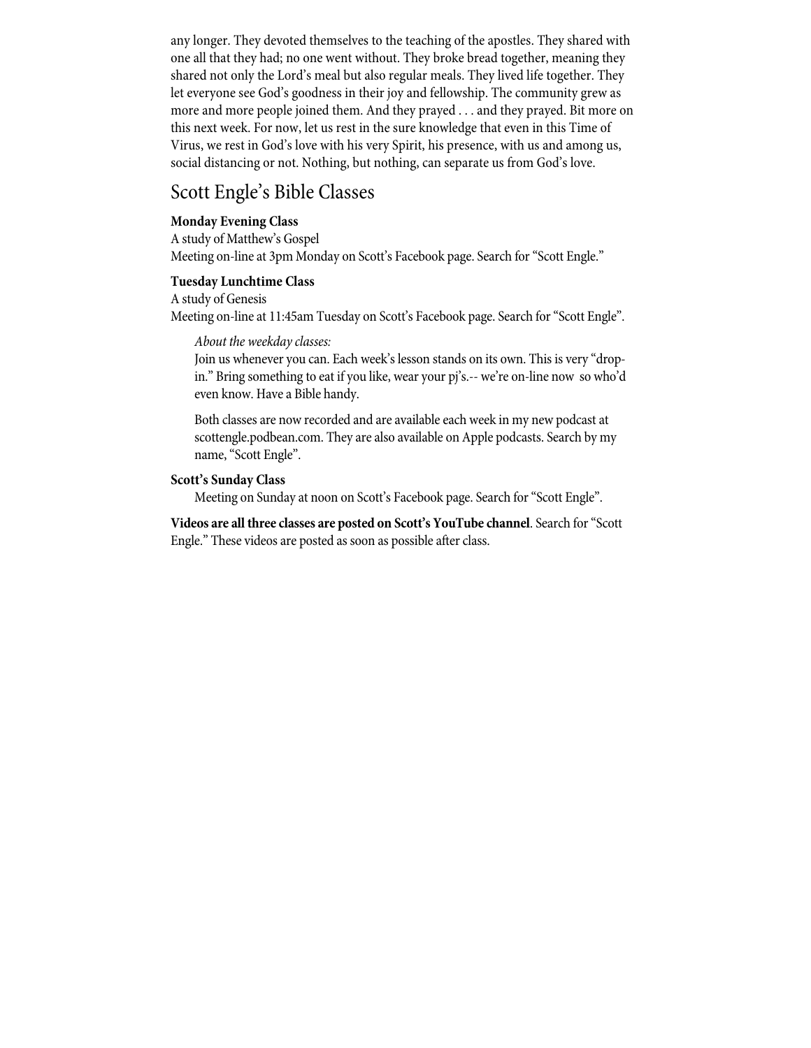any longer. They devoted themselves to the teaching of the apostles. They shared with one all that they had; no one went without. They broke bread together, meaning they shared not only the Lord's meal but also regular meals. They lived life together. They let everyone see God's goodness in their joy and fellowship. The community grew as more and more people joined them. And they prayed . . . and they prayed. Bit more on this next week. For now, let us rest in the sure knowledge that even in this Time of Virus, we rest in God's love with his very Spirit, his presence, with us and among us, social distancing or not. Nothing, but nothing, can separate us from God's love.

## Scott Engle's Bible Classes

**Monday Evening Class**
A study of Matthew's Gospel
Meeting on-line at 3pm Monday on Scott's Facebook page. Search for "Scott Engle."

**Tuesday Lunchtime Class**
A study of Genesis
Meeting on-line at 11:45am Tuesday on Scott's Facebook page. Search for "Scott Engle".

> *About the weekday classes:*
> Join us whenever you can. Each week's lesson stands on its own. This is very "drop-in." Bring something to eat if you like, wear your pj's.-- we're on-line now so who'd even know. Have a Bible handy.
>
> Both classes are now recorded and are available each week in my new podcast at scottengle.podbean.com. They are also available on Apple podcasts. Search by my name, "Scott Engle".

**Scott's Sunday Class**

> Meeting on Sunday at noon on Scott's Facebook page. Search for "Scott Engle".

**Videos are all three classes are posted on Scott's YouTube channel**. Search for "Scott Engle." These videos are posted as soon as possible after class.